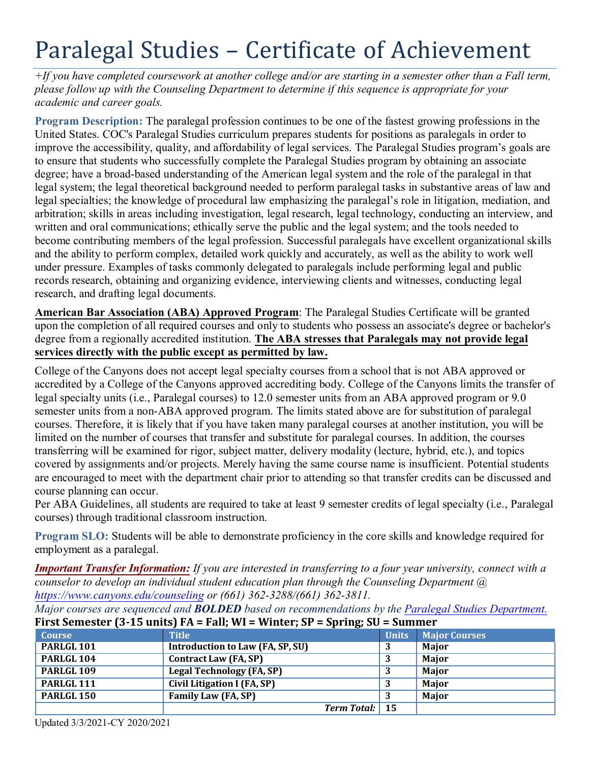# Paralegal Studies – Certificate of Achievement

*+If you have completed coursework at another college and/or are starting in a semester other than a Fall term, please follow up with the Counseling Department to determine if this sequence is appropriate for your academic and career goals.*

**Program Description:** The paralegal profession continues to be one of the fastest growing professions in the United States. COC's Paralegal Studies curriculum prepares students for positions as paralegals in order to improve the accessibility, quality, and affordability of legal services. The Paralegal Studies program's goals are to ensure that students who successfully complete the Paralegal Studies program by obtaining an associate degree; have a broad-based understanding of the American legal system and the role of the paralegal in that legal system; the legal theoretical background needed to perform paralegal tasks in substantive areas of law and legal specialties; the knowledge of procedural law emphasizing the paralegal's role in litigation, mediation, and arbitration; skills in areas including investigation, legal research, legal technology, conducting an interview, and written and oral communications; ethically serve the public and the legal system; and the tools needed to become contributing members of the legal profession. Successful paralegals have excellent organizational skills and the ability to perform complex, detailed work quickly and accurately, as well as the ability to work well under pressure. Examples of tasks commonly delegated to paralegals include performing legal and public records research, obtaining and organizing evidence, interviewing clients and witnesses, conducting legal research, and drafting legal documents.

**American Bar Association (ABA) Approved Program**: The Paralegal Studies Certificate will be granted upon the completion of all required courses and only to students who possess an associate's degree or bachelor's degree from a regionally accredited institution. **The ABA stresses that Paralegals may not provide legal services directly with the public except as permitted by law.**

College of the Canyons does not accept legal specialty courses from a school that is not ABA approved or accredited by a College of the Canyons approved accrediting body. College of the Canyons limits the transfer of legal specialty units (i.e., Paralegal courses) to 12.0 semester units from an ABA approved program or 9.0 semester units from a non-ABA approved program. The limits stated above are for substitution of paralegal courses. Therefore, it is likely that if you have taken many paralegal courses at another institution, you will be limited on the number of courses that transfer and substitute for paralegal courses. In addition, the courses transferring will be examined for rigor, subject matter, delivery modality (lecture, hybrid, etc.), and topics covered by assignments and/or projects. Merely having the same course name is insufficient. Potential students are encouraged to meet with the department chair prior to attending so that transfer credits can be discussed and course planning can occur.
Per ABA Guidelines, all students are required to take at least 9 semester credits of legal specialty (i.e., Paralegal courses) through traditional classroom instruction.

**Program SLO:** Students will be able to demonstrate proficiency in the core skills and knowledge required for employment as a paralegal.

***Important Transfer Information:*** *If you are interested in transferring to a four year university, connect with a counselor to develop an individual student education plan through the Counseling Department @ https://www.canyons.edu/counseling or (661) 362-3288/(661) 362-3811.*
*Major courses are sequenced and **BOLDED** based on recommendations by the Paralegal Studies Department.*

**First Semester (3-15 units) FA = Fall; WI = Winter; SP = Spring; SU = Summer**

| Course | Title | Units | Major Courses |
|---|---|---|---|
| **PARLGL 101** | **Introduction to Law (FA, SP, SU)** | **3** | **Major** |
| **PARLGL 104** | **Contract Law (FA, SP)** | **3** | **Major** |
| **PARLGL 109** | **Legal Technology (FA, SP)** | **3** | **Major** |
| **PARLGL 111** | **Civil Litigation I (FA, SP)** | **3** | **Major** |
| **PARLGL 150** | **Family Law (FA, SP)** | **3** | **Major** |
| | ***Term Total:*** | **15** | |

Updated 3/3/2021-CY 2020/2021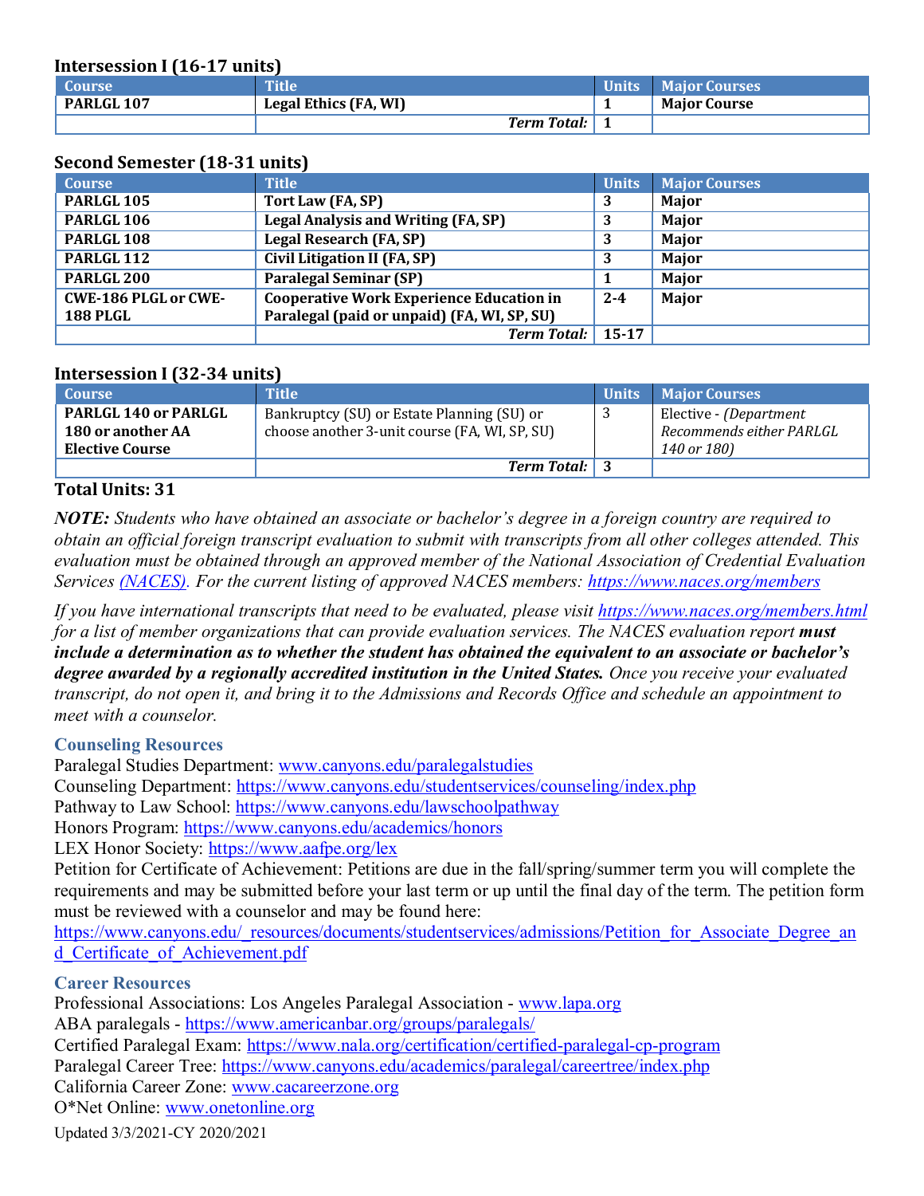### Intersession I (16-17 units)

| Course | Title | Units | Major Courses |
|---|---|---|---|
| **PARLGL 107** | **Legal Ethics (FA, WI)** | **1** | **Major Course** |
| | ***Term Total:*** | **1** | |

### Second Semester (18-31 units)

| Course | Title | Units | Major Courses |
|---|---|---|---|
| **PARLGL 105** | **Tort Law (FA, SP)** | **3** | **Major** |
| **PARLGL 106** | **Legal Analysis and Writing (FA, SP)** | **3** | **Major** |
| **PARLGL 108** | **Legal Research (FA, SP)** | **3** | **Major** |
| **PARLGL 112** | **Civil Litigation II (FA, SP)** | **3** | **Major** |
| **PARLGL 200** | **Paralegal Seminar (SP)** | **1** | **Major** |
| **CWE-186 PLGL or CWE-188 PLGL** | **Cooperative Work Experience Education in Paralegal (paid or unpaid) (FA, WI, SP, SU)** | **2-4** | **Major** |
| | ***Term Total:*** | **15-17** | |

### Intersession I (32-34 units)

| Course | Title | Units | Major Courses |
|---|---|---|---|
| **PARLGL 140 or PARLGL 180 or another AA Elective Course** | Bankruptcy (SU) or Estate Planning (SU) or choose another 3-unit course (FA, WI, SP, SU) | 3 | Elective - *(Department Recommends either PARLGL 140 or 180)* |
| | ***Term Total:*** | **3** | |

**Total Units: 31**

***NOTE:*** *Students who have obtained an associate or bachelor's degree in a foreign country are required to obtain an official foreign transcript evaluation to submit with transcripts from all other colleges attended. This evaluation must be obtained through an approved member of the National Association of Credential Evaluation Services (NACES). For the current listing of approved NACES members: https://www.naces.org/members*

*If you have international transcripts that need to be evaluated, please visit https://www.naces.org/members.html for a list of member organizations that can provide evaluation services. The NACES evaluation report* ***must include a determination as to whether the student has obtained the equivalent to an associate or bachelor's degree awarded by a regionally accredited institution in the United States.*** *Once you receive your evaluated transcript, do not open it, and bring it to the Admissions and Records Office and schedule an appointment to meet with a counselor.*

### Counseling Resources

Paralegal Studies Department: www.canyons.edu/paralegalstudies
Counseling Department: https://www.canyons.edu/studentservices/counseling/index.php
Pathway to Law School: https://www.canyons.edu/lawschoolpathway
Honors Program: https://www.canyons.edu/academics/honors
LEX Honor Society: https://www.aafpe.org/lex
Petition for Certificate of Achievement: Petitions are due in the fall/spring/summer term you will complete the requirements and may be submitted before your last term or up until the final day of the term. The petition form must be reviewed with a counselor and may be found here:
https://www.canyons.edu/_resources/documents/studentservices/admissions/Petition_for_Associate_Degree_and_Certificate_of_Achievement.pdf

### Career Resources

Professional Associations: Los Angeles Paralegal Association - www.lapa.org
ABA paralegals - https://www.americanbar.org/groups/paralegals/
Certified Paralegal Exam: https://www.nala.org/certification/certified-paralegal-cp-program
Paralegal Career Tree: https://www.canyons.edu/academics/paralegal/careertree/index.php
California Career Zone: www.cacareerzone.org
O*Net Online: www.onetonline.org

Updated 3/3/2021-CY 2020/2021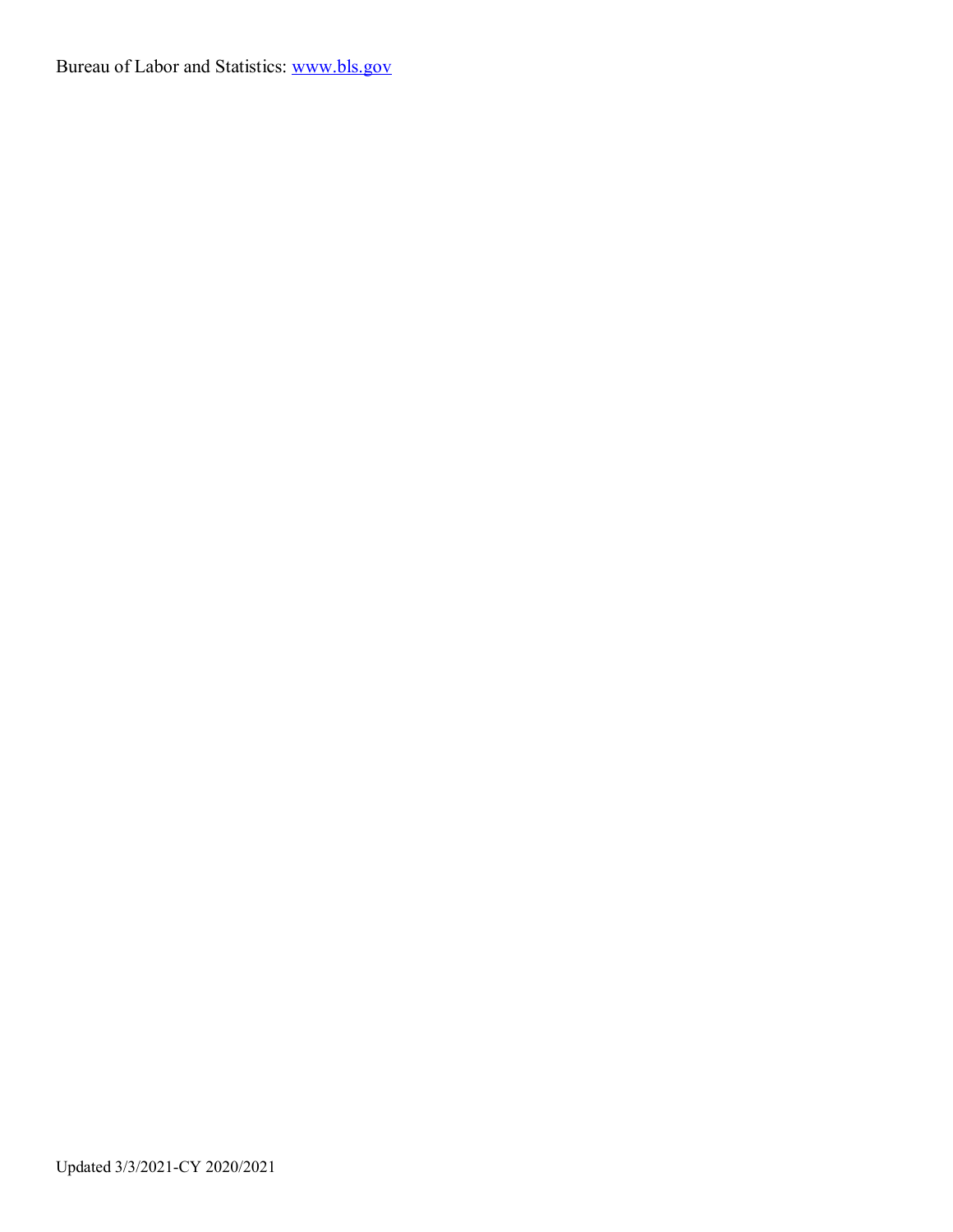Bureau of Labor and Statistics: [www.bls.gov](http://www.bls.gov)

Updated 3/3/2021-CY 2020/2021